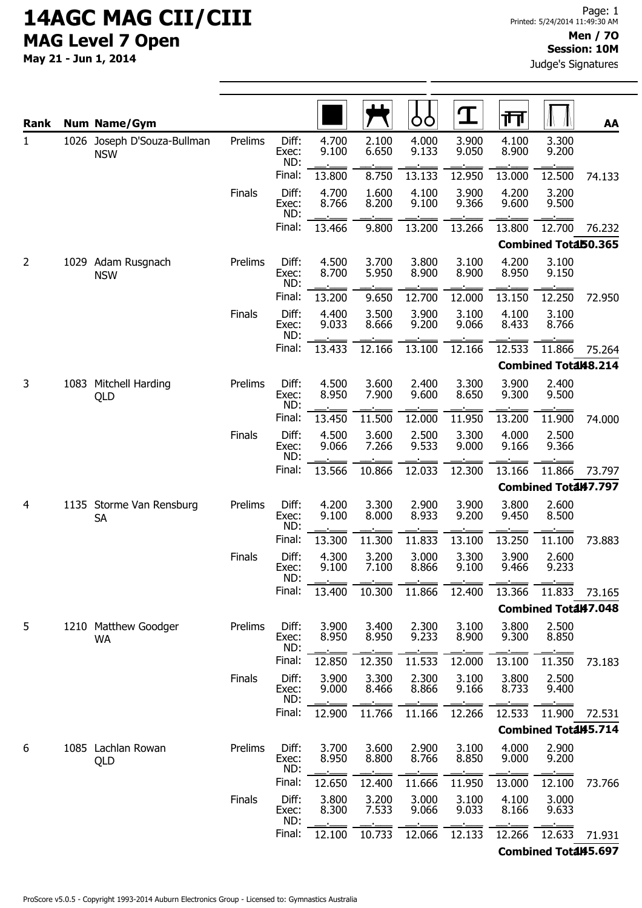# 14AGC MAG CII/CIII

## MAG Level 7 Open

**May 21 - Jun 1, 2014**

Printed: 5/24/2014 11:49:30 AM

**Men / 7O**
**Session: 10M**
Judge's Signatures

| Rank | Num | Name/Gym | Round | | Floor | Pommel Horse | Rings | Vault | Parallel Bars | High Bar | AA |
|---|---|---|---|---|---|---|---|---|---|---|---|
| 1 | 1026 | Joseph D'Souza-Bullman NSW | Prelims | Diff: | 4.700 | 2.100 | 4.000 | 3.900 | 4.100 | 3.300 | |
| | | | | Exec: | 9.100 | 6.650 | 9.133 | 9.050 | 8.900 | 9.200 | |
| | | | | ND: | | | | | | | |
| | | | | Final: | 13.800 | 8.750 | 13.133 | 12.950 | 13.000 | 12.500 | 74.133 |
| | | | Finals | Diff: | 4.700 | 1.600 | 4.100 | 3.900 | 4.200 | 3.200 | |
| | | | | Exec: | 8.766 | 8.200 | 9.100 | 9.366 | 9.600 | 9.500 | |
| | | | | ND: | | | | | | | |
| | | | | Final: | 13.466 | 9.800 | 13.200 | 13.266 | 13.800 | 12.700 | 76.232 |
| | | | | | | | | | | Combined Total | 150.365 |
| 2 | 1029 | Adam Rusgnach NSW | Prelims | Diff: | 4.500 | 3.700 | 3.800 | 3.100 | 4.200 | 3.100 | |
| | | | | Exec: | 8.700 | 5.950 | 8.900 | 8.900 | 8.950 | 9.150 | |
| | | | | ND: | | | | | | | |
| | | | | Final: | 13.200 | 9.650 | 12.700 | 12.000 | 13.150 | 12.250 | 72.950 |
| | | | Finals | Diff: | 4.400 | 3.500 | 3.900 | 3.100 | 4.100 | 3.100 | |
| | | | | Exec: | 9.033 | 8.666 | 9.200 | 9.066 | 8.433 | 8.766 | |
| | | | | ND: | | | | | | | |
| | | | | Final: | 13.433 | 12.166 | 13.100 | 12.166 | 12.533 | 11.866 | 75.264 |
| | | | | | | | | | | Combined Total | 148.214 |
| 3 | 1083 | Mitchell Harding QLD | Prelims | Diff: | 4.500 | 3.600 | 2.400 | 3.300 | 3.900 | 2.400 | |
| | | | | Exec: | 8.950 | 7.900 | 9.600 | 8.650 | 9.300 | 9.500 | |
| | | | | ND: | | | | | | | |
| | | | | Final: | 13.450 | 11.500 | 12.000 | 11.950 | 13.200 | 11.900 | 74.000 |
| | | | Finals | Diff: | 4.500 | 3.600 | 2.500 | 3.300 | 4.000 | 2.500 | |
| | | | | Exec: | 9.066 | 7.266 | 9.533 | 9.000 | 9.166 | 9.366 | |
| | | | | ND: | | | | | | | |
| | | | | Final: | 13.566 | 10.866 | 12.033 | 12.300 | 13.166 | 11.866 | 73.797 |
| | | | | | | | | | | Combined Total | 147.797 |
| 4 | 1135 | Storme Van Rensburg SA | Prelims | Diff: | 4.200 | 3.300 | 2.900 | 3.900 | 3.800 | 2.600 | |
| | | | | Exec: | 9.100 | 8.000 | 8.933 | 9.200 | 9.450 | 8.500 | |
| | | | | ND: | | | | | | | |
| | | | | Final: | 13.300 | 11.300 | 11.833 | 13.100 | 13.250 | 11.100 | 73.883 |
| | | | Finals | Diff: | 4.300 | 3.200 | 3.000 | 3.300 | 3.900 | 2.600 | |
| | | | | Exec: | 9.100 | 7.100 | 8.866 | 9.100 | 9.466 | 9.233 | |
| | | | | ND: | | | | | | | |
| | | | | Final: | 13.400 | 10.300 | 11.866 | 12.400 | 13.366 | 11.833 | 73.165 |
| | | | | | | | | | | Combined Total | 147.048 |
| 5 | 1210 | Matthew Goodger WA | Prelims | Diff: | 3.900 | 3.400 | 2.300 | 3.100 | 3.800 | 2.500 | |
| | | | | Exec: | 8.950 | 8.950 | 9.233 | 8.900 | 9.300 | 8.850 | |
| | | | | ND: | | | | | | | |
| | | | | Final: | 12.850 | 12.350 | 11.533 | 12.000 | 13.100 | 11.350 | 73.183 |
| | | | Finals | Diff: | 3.900 | 3.300 | 2.300 | 3.100 | 3.800 | 2.500 | |
| | | | | Exec: | 9.000 | 8.466 | 8.866 | 9.166 | 8.733 | 9.400 | |
| | | | | ND: | | | | | | | |
| | | | | Final: | 12.900 | 11.766 | 11.166 | 12.266 | 12.533 | 11.900 | 72.531 |
| | | | | | | | | | | Combined Total | 145.714 |
| 6 | 1085 | Lachlan Rowan QLD | Prelims | Diff: | 3.700 | 3.600 | 2.900 | 3.100 | 4.000 | 2.900 | |
| | | | | Exec: | 8.950 | 8.800 | 8.766 | 8.850 | 9.000 | 9.200 | |
| | | | | ND: | | | | | | | |
| | | | | Final: | 12.650 | 12.400 | 11.666 | 11.950 | 13.000 | 12.100 | 73.766 |
| | | | Finals | Diff: | 3.800 | 3.200 | 3.000 | 3.100 | 4.100 | 3.000 | |
| | | | | Exec: | 8.300 | 7.533 | 9.066 | 9.033 | 8.166 | 9.633 | |
| | | | | ND: | | | | | | | |
| | | | | Final: | 12.100 | 10.733 | 12.066 | 12.133 | 12.266 | 12.633 | 71.931 |
| | | | | | | | | | | Combined Total | 145.697 |

ProScore v5.0.5 - Copyright 1993-2014 Auburn Electronics Group - Licensed to: Gymnastics Australia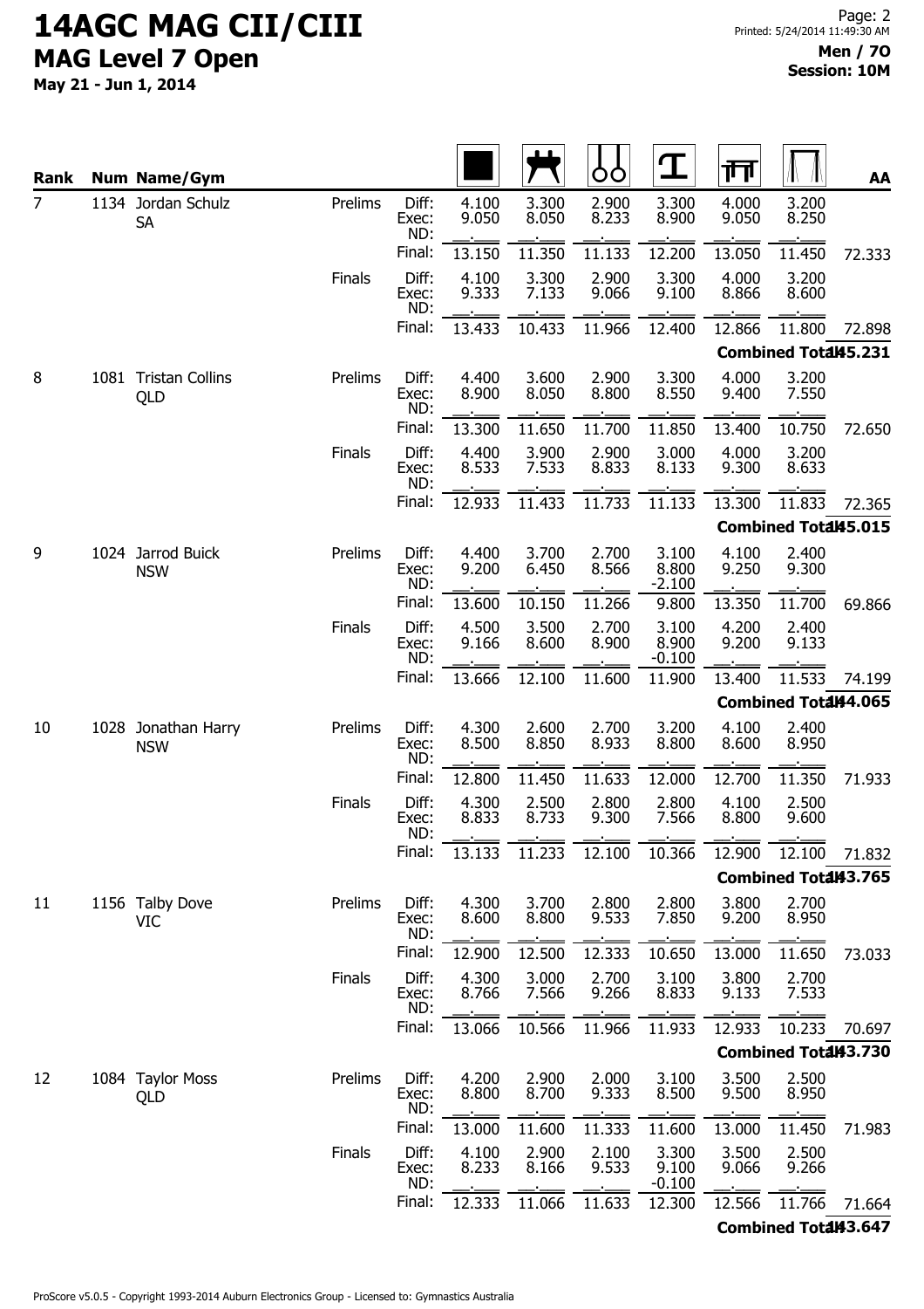# 14AGC MAG CII/CIII

## MAG Level 7 Open

**May 21 - Jun 1, 2014**

**Men / 7O**
**Session: 10M**

| Rank | Num | Name/Gym | | | Floor | Pommel Horse | Rings | Vault | Parallel Bars | High Bar | AA |
|---|---|---|---|---|---|---|---|---|---|---|---|
| 7 | 1134 | Jordan Schulz SA | Prelims | Diff: | 4.100 | 3.300 | 2.900 | 3.300 | 4.000 | 3.200 | |
| | | | | Exec: | 9.050 | 8.050 | 8.233 | 8.900 | 9.050 | 8.250 | |
| | | | | ND: | | | | | | | |
| | | | | Final: | 13.150 | 11.350 | 11.133 | 12.200 | 13.050 | 11.450 | 72.333 |
| | | | Finals | Diff: | 4.100 | 3.300 | 2.900 | 3.300 | 4.000 | 3.200 | |
| | | | | Exec: | 9.333 | 7.133 | 9.066 | 9.100 | 8.866 | 8.600 | |
| | | | | ND: | | | | | | | |
| | | | | Final: | 13.433 | 10.433 | 11.966 | 12.400 | 12.866 | 11.800 | 72.898 |
| | | | | | | | | | | Combined Total | 145.231 |
| 8 | 1081 | Tristan Collins QLD | Prelims | Diff: | 4.400 | 3.600 | 2.900 | 3.300 | 4.000 | 3.200 | |
| | | | | Exec: | 8.900 | 8.050 | 8.800 | 8.550 | 9.400 | 7.550 | |
| | | | | ND: | | | | | | | |
| | | | | Final: | 13.300 | 11.650 | 11.700 | 11.850 | 13.400 | 10.750 | 72.650 |
| | | | Finals | Diff: | 4.400 | 3.900 | 2.900 | 3.000 | 4.000 | 3.200 | |
| | | | | Exec: | 8.533 | 7.533 | 8.833 | 8.133 | 9.300 | 8.633 | |
| | | | | ND: | | | | | | | |
| | | | | Final: | 12.933 | 11.433 | 11.733 | 11.133 | 13.300 | 11.833 | 72.365 |
| | | | | | | | | | | Combined Total | 145.015 |
| 9 | 1024 | Jarrod Buick NSW | Prelims | Diff: | 4.400 | 3.700 | 2.700 | 3.100 | 4.100 | 2.400 | |
| | | | | Exec: | 9.200 | 6.450 | 8.566 | 8.800 | 9.250 | 9.300 | |
| | | | | ND: | | | | -2.100 | | | |
| | | | | Final: | 13.600 | 10.150 | 11.266 | 9.800 | 13.350 | 11.700 | 69.866 |
| | | | Finals | Diff: | 4.500 | 3.500 | 2.700 | 3.100 | 4.200 | 2.400 | |
| | | | | Exec: | 9.166 | 8.600 | 8.900 | 8.900 | 9.200 | 9.133 | |
| | | | | ND: | | | | -0.100 | | | |
| | | | | Final: | 13.666 | 12.100 | 11.600 | 11.900 | 13.400 | 11.533 | 74.199 |
| | | | | | | | | | | Combined Total | 144.065 |
| 10 | 1028 | Jonathan Harry NSW | Prelims | Diff: | 4.300 | 2.600 | 2.700 | 3.200 | 4.100 | 2.400 | |
| | | | | Exec: | 8.500 | 8.850 | 8.933 | 8.800 | 8.600 | 8.950 | |
| | | | | ND: | | | | | | | |
| | | | | Final: | 12.800 | 11.450 | 11.633 | 12.000 | 12.700 | 11.350 | 71.933 |
| | | | Finals | Diff: | 4.300 | 2.500 | 2.800 | 2.800 | 4.100 | 2.500 | |
| | | | | Exec: | 8.833 | 8.733 | 9.300 | 7.566 | 8.800 | 9.600 | |
| | | | | ND: | | | | | | | |
| | | | | Final: | 13.133 | 11.233 | 12.100 | 10.366 | 12.900 | 12.100 | 71.832 |
| | | | | | | | | | | Combined Total | 143.765 |
| 11 | 1156 | Talby Dove VIC | Prelims | Diff: | 4.300 | 3.700 | 2.800 | 2.800 | 3.800 | 2.700 | |
| | | | | Exec: | 8.600 | 8.800 | 9.533 | 7.850 | 9.200 | 8.950 | |
| | | | | ND: | | | | | | | |
| | | | | Final: | 12.900 | 12.500 | 12.333 | 10.650 | 13.000 | 11.650 | 73.033 |
| | | | Finals | Diff: | 4.300 | 3.000 | 2.700 | 3.100 | 3.800 | 2.700 | |
| | | | | Exec: | 8.766 | 7.566 | 9.266 | 8.833 | 9.133 | 7.533 | |
| | | | | ND: | | | | | | | |
| | | | | Final: | 13.066 | 10.566 | 11.966 | 11.933 | 12.933 | 10.233 | 70.697 |
| | | | | | | | | | | Combined Total | 143.730 |
| 12 | 1084 | Taylor Moss QLD | Prelims | Diff: | 4.200 | 2.900 | 2.000 | 3.100 | 3.500 | 2.500 | |
| | | | | Exec: | 8.800 | 8.700 | 9.333 | 8.500 | 9.500 | 8.950 | |
| | | | | ND: | | | | | | | |
| | | | | Final: | 13.000 | 11.600 | 11.333 | 11.600 | 13.000 | 11.450 | 71.983 |
| | | | Finals | Diff: | 4.100 | 2.900 | 2.100 | 3.300 | 3.500 | 2.500 | |
| | | | | Exec: | 8.233 | 8.166 | 9.533 | 9.100 | 9.066 | 9.266 | |
| | | | | ND: | | | | -0.100 | | | |
| | | | | Final: | 12.333 | 11.066 | 11.633 | 12.300 | 12.566 | 11.766 | 71.664 |
| | | | | | | | | | | Combined Total | 143.647 |

ProScore v5.0.5 - Copyright 1993-2014 Auburn Electronics Group - Licensed to: Gymnastics Australia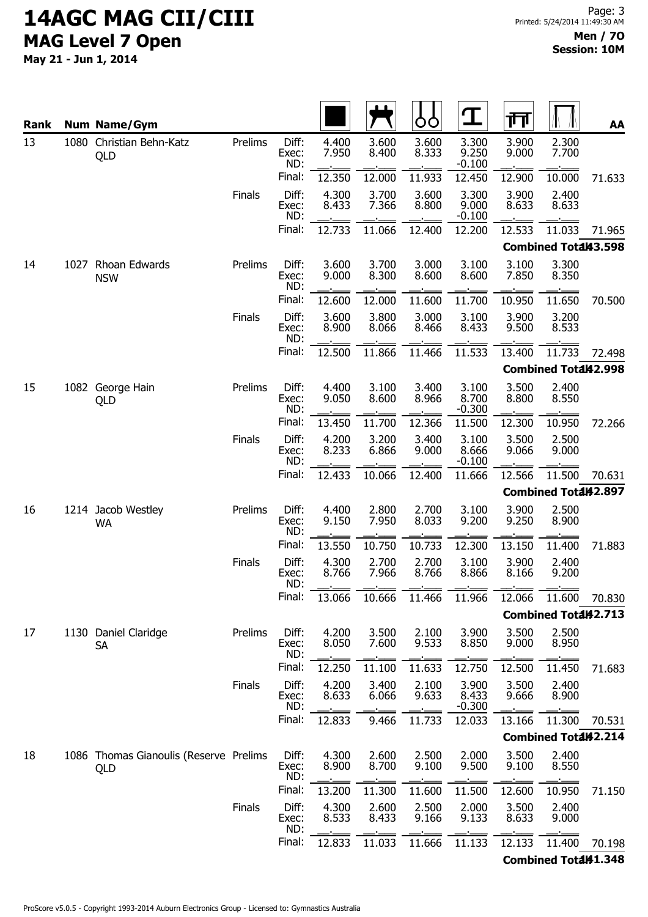# 14AGC MAG CII/CIII

## MAG Level 7 Open

**May 21 - Jun 1, 2014**

Printed: 5/24/2014 11:49:30 AM

**Men / 7O**
**Session: 10M**

| Rank | Num | Name/Gym | | | Floor | Pommel Horse | Rings | Vault | Parallel Bars | High Bar | AA |
|---|---|---|---|---|---|---|---|---|---|---|---|
| 13 | 1080 | Christian Behn-Katz QLD | Prelims | Diff: | 4.400 | 3.600 | 3.600 | 3.300 | 3.900 | 2.300 | |
| | | | | Exec: | 7.950 | 8.400 | 8.333 | 9.250 | 9.000 | 7.700 | |
| | | | | ND: | | | | -0.100 | | | |
| | | | | Final: | 12.350 | 12.000 | 11.933 | 12.450 | 12.900 | 10.000 | 71.633 |
| | | | Finals | Diff: | 4.300 | 3.700 | 3.600 | 3.300 | 3.900 | 2.400 | |
| | | | | Exec: | 8.433 | 7.366 | 8.800 | 9.000 | 8.633 | 8.633 | |
| | | | | ND: | | | | -0.100 | | | |
| | | | | Final: | 12.733 | 11.066 | 12.400 | 12.200 | 12.533 | 11.033 | 71.965 |
| | | | | | | | | | | Combined Total | 143.598 |
| 14 | 1027 | Rhoan Edwards NSW | Prelims | Diff: | 3.600 | 3.700 | 3.000 | 3.100 | 3.100 | 3.300 | |
| | | | | Exec: | 9.000 | 8.300 | 8.600 | 8.600 | 7.850 | 8.350 | |
| | | | | ND: | | | | | | | |
| | | | | Final: | 12.600 | 12.000 | 11.600 | 11.700 | 10.950 | 11.650 | 70.500 |
| | | | Finals | Diff: | 3.600 | 3.800 | 3.000 | 3.100 | 3.900 | 3.200 | |
| | | | | Exec: | 8.900 | 8.066 | 8.466 | 8.433 | 9.500 | 8.533 | |
| | | | | ND: | | | | | | | |
| | | | | Final: | 12.500 | 11.866 | 11.466 | 11.533 | 13.400 | 11.733 | 72.498 |
| | | | | | | | | | | Combined Total | 142.998 |
| 15 | 1082 | George Hain QLD | Prelims | Diff: | 4.400 | 3.100 | 3.400 | 3.100 | 3.500 | 2.400 | |
| | | | | Exec: | 9.050 | 8.600 | 8.966 | 8.700 | 8.800 | 8.550 | |
| | | | | ND: | | | | -0.300 | | | |
| | | | | Final: | 13.450 | 11.700 | 12.366 | 11.500 | 12.300 | 10.950 | 72.266 |
| | | | Finals | Diff: | 4.200 | 3.200 | 3.400 | 3.100 | 3.500 | 2.500 | |
| | | | | Exec: | 8.233 | 6.866 | 9.000 | 8.666 | 9.066 | 9.000 | |
| | | | | ND: | | | | -0.100 | | | |
| | | | | Final: | 12.433 | 10.066 | 12.400 | 11.666 | 12.566 | 11.500 | 70.631 |
| | | | | | | | | | | Combined Total | 142.897 |
| 16 | 1214 | Jacob Westley WA | Prelims | Diff: | 4.400 | 2.800 | 2.700 | 3.100 | 3.900 | 2.500 | |
| | | | | Exec: | 9.150 | 7.950 | 8.033 | 9.200 | 9.250 | 8.900 | |
| | | | | ND: | | | | | | | |
| | | | | Final: | 13.550 | 10.750 | 10.733 | 12.300 | 13.150 | 11.400 | 71.883 |
| | | | Finals | Diff: | 4.300 | 2.700 | 2.700 | 3.100 | 3.900 | 2.400 | |
| | | | | Exec: | 8.766 | 7.966 | 8.766 | 8.866 | 8.166 | 9.200 | |
| | | | | ND: | | | | | | | |
| | | | | Final: | 13.066 | 10.666 | 11.466 | 11.966 | 12.066 | 11.600 | 70.830 |
| | | | | | | | | | | Combined Total | 142.713 |
| 17 | 1130 | Daniel Claridge SA | Prelims | Diff: | 4.200 | 3.500 | 2.100 | 3.900 | 3.500 | 2.500 | |
| | | | | Exec: | 8.050 | 7.600 | 9.533 | 8.850 | 9.000 | 8.950 | |
| | | | | ND: | | | | | | | |
| | | | | Final: | 12.250 | 11.100 | 11.633 | 12.750 | 12.500 | 11.450 | 71.683 |
| | | | Finals | Diff: | 4.200 | 3.400 | 2.100 | 3.900 | 3.500 | 2.400 | |
| | | | | Exec: | 8.633 | 6.066 | 9.633 | 8.433 | 9.666 | 8.900 | |
| | | | | ND: | | | | -0.300 | | | |
| | | | | Final: | 12.833 | 9.466 | 11.733 | 12.033 | 13.166 | 11.300 | 70.531 |
| | | | | | | | | | | Combined Total | 142.214 |
| 18 | 1086 | Thomas Gianoulis (Reserve QLD | Prelims | Diff: | 4.300 | 2.600 | 2.500 | 2.000 | 3.500 | 2.400 | |
| | | | | Exec: | 8.900 | 8.700 | 9.100 | 9.500 | 9.100 | 8.550 | |
| | | | | ND: | | | | | | | |
| | | | | Final: | 13.200 | 11.300 | 11.600 | 11.500 | 12.600 | 10.950 | 71.150 |
| | | | Finals | Diff: | 4.300 | 2.600 | 2.500 | 2.000 | 3.500 | 2.400 | |
| | | | | Exec: | 8.533 | 8.433 | 9.166 | 9.133 | 8.633 | 9.000 | |
| | | | | ND: | | | | | | | |
| | | | | Final: | 12.833 | 11.033 | 11.666 | 11.133 | 12.133 | 11.400 | 70.198 |
| | | | | | | | | | | Combined Total | 141.348 |

ProScore v5.0.5 - Copyright 1993-2014 Auburn Electronics Group - Licensed to: Gymnastics Australia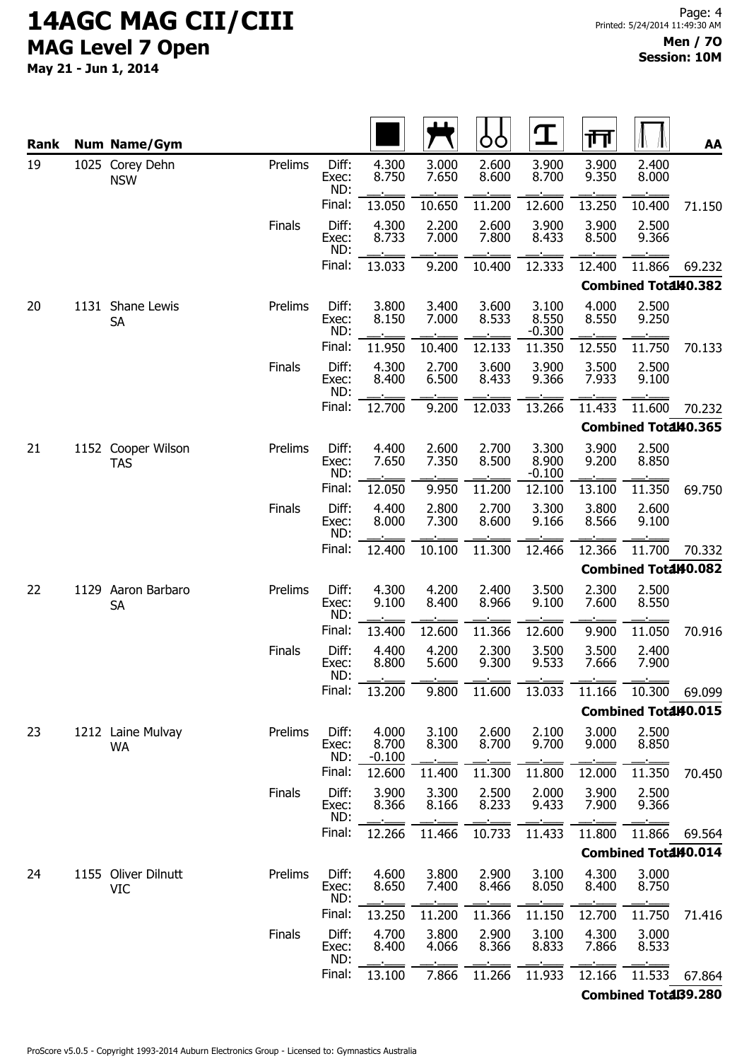# 14AGC MAG CII/CIII

## MAG Level 7 Open

**May 21 - Jun 1, 2014**

Page: 4
Printed: 5/24/2014 11:49:30 AM

**Men / 7O**
**Session: 10M**

| Rank | Num | Name/Gym | Round | | Floor | Pommel Horse | Rings | Vault | Parallel Bars | High Bar | AA |
|---|---|---|---|---|---|---|---|---|---|---|---|
| 19 | 1025 | Corey Dehn NSW | Prelims | Diff: | 4.300 | 3.000 | 2.600 | 3.900 | 3.900 | 2.400 | |
| | | | | Exec: | 8.750 | 7.650 | 8.600 | 8.700 | 9.350 | 8.000 | |
| | | | | ND: | | | | | | | |
| | | | | Final: | 13.050 | 10.650 | 11.200 | 12.600 | 13.250 | 10.400 | 71.150 |
| | | | Finals | Diff: | 4.300 | 2.200 | 2.600 | 3.900 | 3.900 | 2.500 | |
| | | | | Exec: | 8.733 | 7.000 | 7.800 | 8.433 | 8.500 | 9.366 | |
| | | | | ND: | | | | | | | |
| | | | | Final: | 13.033 | 9.200 | 10.400 | 12.333 | 12.400 | 11.866 | 69.232 |
| | | | | | | | | | | Combined Total: | 140.382 |
| 20 | 1131 | Shane Lewis SA | Prelims | Diff: | 3.800 | 3.400 | 3.600 | 3.100 | 4.000 | 2.500 | |
| | | | | Exec: | 8.150 | 7.000 | 8.533 | 8.550 | 8.550 | 9.250 | |
| | | | | ND: | | | | -0.300 | | | |
| | | | | Final: | 11.950 | 10.400 | 12.133 | 11.350 | 12.550 | 11.750 | 70.133 |
| | | | Finals | Diff: | 4.300 | 2.700 | 3.600 | 3.900 | 3.500 | 2.500 | |
| | | | | Exec: | 8.400 | 6.500 | 8.433 | 9.366 | 7.933 | 9.100 | |
| | | | | ND: | | | | | | | |
| | | | | Final: | 12.700 | 9.200 | 12.033 | 13.266 | 11.433 | 11.600 | 70.232 |
| | | | | | | | | | | Combined Total: | 140.365 |
| 21 | 1152 | Cooper Wilson TAS | Prelims | Diff: | 4.400 | 2.600 | 2.700 | 3.300 | 3.900 | 2.500 | |
| | | | | Exec: | 7.650 | 7.350 | 8.500 | 8.900 | 9.200 | 8.850 | |
| | | | | ND: | | | | -0.100 | | | |
| | | | | Final: | 12.050 | 9.950 | 11.200 | 12.100 | 13.100 | 11.350 | 69.750 |
| | | | Finals | Diff: | 4.400 | 2.800 | 2.700 | 3.300 | 3.800 | 2.600 | |
| | | | | Exec: | 8.000 | 7.300 | 8.600 | 9.166 | 8.566 | 9.100 | |
| | | | | ND: | | | | | | | |
| | | | | Final: | 12.400 | 10.100 | 11.300 | 12.466 | 12.366 | 11.700 | 70.332 |
| | | | | | | | | | | Combined Total: | 140.082 |
| 22 | 1129 | Aaron Barbaro SA | Prelims | Diff: | 4.300 | 4.200 | 2.400 | 3.500 | 2.300 | 2.500 | |
| | | | | Exec: | 9.100 | 8.400 | 8.966 | 9.100 | 7.600 | 8.550 | |
| | | | | ND: | | | | | | | |
| | | | | Final: | 13.400 | 12.600 | 11.366 | 12.600 | 9.900 | 11.050 | 70.916 |
| | | | Finals | Diff: | 4.400 | 4.200 | 2.300 | 3.500 | 3.500 | 2.400 | |
| | | | | Exec: | 8.800 | 5.600 | 9.300 | 9.533 | 7.666 | 7.900 | |
| | | | | ND: | | | | | | | |
| | | | | Final: | 13.200 | 9.800 | 11.600 | 13.033 | 11.166 | 10.300 | 69.099 |
| | | | | | | | | | | Combined Total: | 140.015 |
| 23 | 1212 | Laine Mulvay WA | Prelims | Diff: | 4.000 | 3.100 | 2.600 | 2.100 | 3.000 | 2.500 | |
| | | | | Exec: | 8.700 | 8.300 | 8.700 | 9.700 | 9.000 | 8.850 | |
| | | | | ND: | -0.100 | | | | | | |
| | | | | Final: | 12.600 | 11.400 | 11.300 | 11.800 | 12.000 | 11.350 | 70.450 |
| | | | Finals | Diff: | 3.900 | 3.300 | 2.500 | 2.000 | 3.900 | 2.500 | |
| | | | | Exec: | 8.366 | 8.166 | 8.233 | 9.433 | 7.900 | 9.366 | |
| | | | | ND: | | | | | | | |
| | | | | Final: | 12.266 | 11.466 | 10.733 | 11.433 | 11.800 | 11.866 | 69.564 |
| | | | | | | | | | | Combined Total: | 140.014 |
| 24 | 1155 | Oliver Dilnutt VIC | Prelims | Diff: | 4.600 | 3.800 | 2.900 | 3.100 | 4.300 | 3.000 | |
| | | | | Exec: | 8.650 | 7.400 | 8.466 | 8.050 | 8.400 | 8.750 | |
| | | | | ND: | | | | | | | |
| | | | | Final: | 13.250 | 11.200 | 11.366 | 11.150 | 12.700 | 11.750 | 71.416 |
| | | | Finals | Diff: | 4.700 | 3.800 | 2.900 | 3.100 | 4.300 | 3.000 | |
| | | | | Exec: | 8.400 | 4.066 | 8.366 | 8.833 | 7.866 | 8.533 | |
| | | | | ND: | | | | | | | |
| | | | | Final: | 13.100 | 7.866 | 11.266 | 11.933 | 12.166 | 11.533 | 67.864 |
| | | | | | | | | | | Combined Total: | 139.280 |

ProScore v5.0.5 - Copyright 1993-2014 Auburn Electronics Group - Licensed to: Gymnastics Australia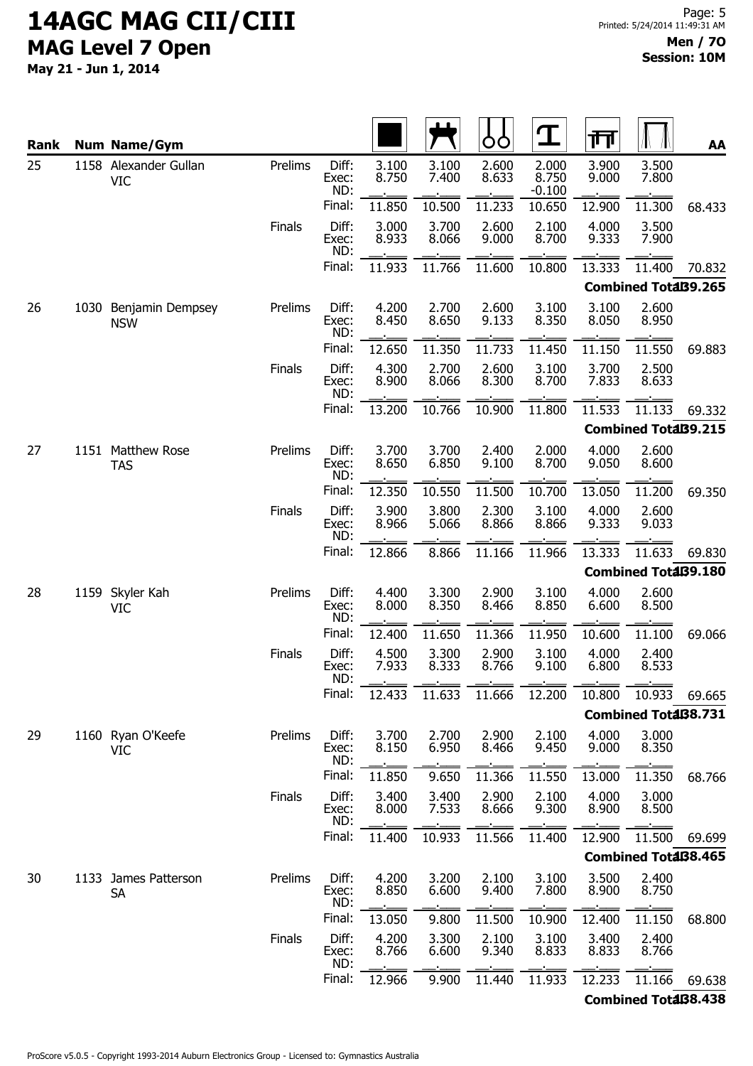# 14AGC MAG CII/CIII

## MAG Level 7 Open

**May 21 - Jun 1, 2014**

Page: 5
Printed: 5/24/2014 11:49:31 AM

**Men / 7O**
**Session: 10M**

| Rank | Num | Name/Gym | | | Floor | Pommel Horse | Rings | Vault | Parallel Bars | High Bar | AA |
|---|---|---|---|---|---|---|---|---|---|---|---|
| 25 | 1158 | Alexander Gullan VIC | Prelims | Diff: | 3.100 | 3.100 | 2.600 | 2.000 | 3.900 | 3.500 | |
| | | | | Exec: | 8.750 | 7.400 | 8.633 | 8.750 | 9.000 | 7.800 | |
| | | | | ND: | | | | -0.100 | | | |
| | | | | Final: | 11.850 | 10.500 | 11.233 | 10.650 | 12.900 | 11.300 | 68.433 |
| | | | Finals | Diff: | 3.000 | 3.700 | 2.600 | 2.100 | 4.000 | 3.500 | |
| | | | | Exec: | 8.933 | 8.066 | 9.000 | 8.700 | 9.333 | 7.900 | |
| | | | | ND: | | | | | | | |
| | | | | Final: | 11.933 | 11.766 | 11.600 | 10.800 | 13.333 | 11.400 | 70.832 |
| | | | | | | | | | | Combined Total: | 139.265 |
| 26 | 1030 | Benjamin Dempsey NSW | Prelims | Diff: | 4.200 | 2.700 | 2.600 | 3.100 | 3.100 | 2.600 | |
| | | | | Exec: | 8.450 | 8.650 | 9.133 | 8.350 | 8.050 | 8.950 | |
| | | | | ND: | | | | | | | |
| | | | | Final: | 12.650 | 11.350 | 11.733 | 11.450 | 11.150 | 11.550 | 69.883 |
| | | | Finals | Diff: | 4.300 | 2.700 | 2.600 | 3.100 | 3.700 | 2.500 | |
| | | | | Exec: | 8.900 | 8.066 | 8.300 | 8.700 | 7.833 | 8.633 | |
| | | | | ND: | | | | | | | |
| | | | | Final: | 13.200 | 10.766 | 10.900 | 11.800 | 11.533 | 11.133 | 69.332 |
| | | | | | | | | | | Combined Total: | 139.215 |
| 27 | 1151 | Matthew Rose TAS | Prelims | Diff: | 3.700 | 3.700 | 2.400 | 2.000 | 4.000 | 2.600 | |
| | | | | Exec: | 8.650 | 6.850 | 9.100 | 8.700 | 9.050 | 8.600 | |
| | | | | ND: | | | | | | | |
| | | | | Final: | 12.350 | 10.550 | 11.500 | 10.700 | 13.050 | 11.200 | 69.350 |
| | | | Finals | Diff: | 3.900 | 3.800 | 2.300 | 3.100 | 4.000 | 2.600 | |
| | | | | Exec: | 8.966 | 5.066 | 8.866 | 8.866 | 9.333 | 9.033 | |
| | | | | ND: | | | | | | | |
| | | | | Final: | 12.866 | 8.866 | 11.166 | 11.966 | 13.333 | 11.633 | 69.830 |
| | | | | | | | | | | Combined Total: | 139.180 |
| 28 | 1159 | Skyler Kah VIC | Prelims | Diff: | 4.400 | 3.300 | 2.900 | 3.100 | 4.000 | 2.600 | |
| | | | | Exec: | 8.000 | 8.350 | 8.466 | 8.850 | 6.600 | 8.500 | |
| | | | | ND: | | | | | | | |
| | | | | Final: | 12.400 | 11.650 | 11.366 | 11.950 | 10.600 | 11.100 | 69.066 |
| | | | Finals | Diff: | 4.500 | 3.300 | 2.900 | 3.100 | 4.000 | 2.400 | |
| | | | | Exec: | 7.933 | 8.333 | 8.766 | 9.100 | 6.800 | 8.533 | |
| | | | | ND: | | | | | | | |
| | | | | Final: | 12.433 | 11.633 | 11.666 | 12.200 | 10.800 | 10.933 | 69.665 |
| | | | | | | | | | | Combined Total: | 138.731 |
| 29 | 1160 | Ryan O'Keefe VIC | Prelims | Diff: | 3.700 | 2.700 | 2.900 | 2.100 | 4.000 | 3.000 | |
| | | | | Exec: | 8.150 | 6.950 | 8.466 | 9.450 | 9.000 | 8.350 | |
| | | | | ND: | | | | | | | |
| | | | | Final: | 11.850 | 9.650 | 11.366 | 11.550 | 13.000 | 11.350 | 68.766 |
| | | | Finals | Diff: | 3.400 | 3.400 | 2.900 | 2.100 | 4.000 | 3.000 | |
| | | | | Exec: | 8.000 | 7.533 | 8.666 | 9.300 | 8.900 | 8.500 | |
| | | | | ND: | | | | | | | |
| | | | | Final: | 11.400 | 10.933 | 11.566 | 11.400 | 12.900 | 11.500 | 69.699 |
| | | | | | | | | | | Combined Total: | 138.465 |
| 30 | 1133 | James Patterson SA | Prelims | Diff: | 4.200 | 3.200 | 2.100 | 3.100 | 3.500 | 2.400 | |
| | | | | Exec: | 8.850 | 6.600 | 9.400 | 7.800 | 8.900 | 8.750 | |
| | | | | ND: | | | | | | | |
| | | | | Final: | 13.050 | 9.800 | 11.500 | 10.900 | 12.400 | 11.150 | 68.800 |
| | | | Finals | Diff: | 4.200 | 3.300 | 2.100 | 3.100 | 3.400 | 2.400 | |
| | | | | Exec: | 8.766 | 6.600 | 9.340 | 8.833 | 8.833 | 8.766 | |
| | | | | ND: | | | | | | | |
| | | | | Final: | 12.966 | 9.900 | 11.440 | 11.933 | 12.233 | 11.166 | 69.638 |
| | | | | | | | | | | Combined Total: | 138.438 |

ProScore v5.0.5 - Copyright 1993-2014 Auburn Electronics Group - Licensed to: Gymnastics Australia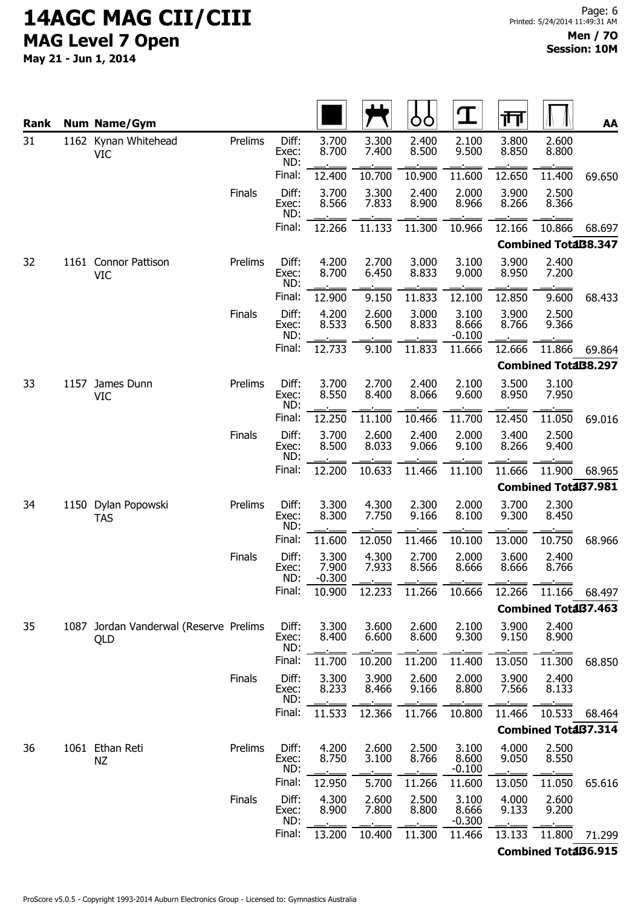# 14AGC MAG CII/CIII

## MAG Level 7 Open

**May 21 - Jun 1, 2014**

**Men / 7O**
**Session: 10M**

| Rank | Num | Name/Gym | | | Floor | Pommel Horse | Rings | Vault | Parallel Bars | High Bar | AA |
|---|---|---|---|---|---|---|---|---|---|---|---|
| 31 | 1162 | Kynan Whitehead VIC | Prelims | Diff: | 3.700 | 3.300 | 2.400 | 2.100 | 3.800 | 2.600 | |
| | | | | Exec: | 8.700 | 7.400 | 8.500 | 9.500 | 8.850 | 8.800 | |
| | | | | ND: | | | | | | | |
| | | | | Final: | 12.400 | 10.700 | 10.900 | 11.600 | 12.650 | 11.400 | 69.650 |
| | | | Finals | Diff: | 3.700 | 3.300 | 2.400 | 2.000 | 3.900 | 2.500 | |
| | | | | Exec: | 8.566 | 7.833 | 8.900 | 8.966 | 8.266 | 8.366 | |
| | | | | ND: | | | | | | | |
| | | | | Final: | 12.266 | 11.133 | 11.300 | 10.966 | 12.166 | 10.866 | 68.697 |
| | | | | | | | | | | Combined Total: | 138.347 |
| 32 | 1161 | Connor Pattison VIC | Prelims | Diff: | 4.200 | 2.700 | 3.000 | 3.100 | 3.900 | 2.400 | |
| | | | | Exec: | 8.700 | 6.450 | 8.833 | 9.000 | 8.950 | 7.200 | |
| | | | | ND: | | | | | | | |
| | | | | Final: | 12.900 | 9.150 | 11.833 | 12.100 | 12.850 | 9.600 | 68.433 |
| | | | Finals | Diff: | 4.200 | 2.600 | 3.000 | 3.100 | 3.900 | 2.500 | |
| | | | | Exec: | 8.533 | 6.500 | 8.833 | 8.666 | 8.766 | 9.366 | |
| | | | | ND: | | | | -0.100 | | | |
| | | | | Final: | 12.733 | 9.100 | 11.833 | 11.666 | 12.666 | 11.866 | 69.864 |
| | | | | | | | | | | Combined Total: | 138.297 |
| 33 | 1157 | James Dunn VIC | Prelims | Diff: | 3.700 | 2.700 | 2.400 | 2.100 | 3.500 | 3.100 | |
| | | | | Exec: | 8.550 | 8.400 | 8.066 | 9.600 | 8.950 | 7.950 | |
| | | | | ND: | | | | | | | |
| | | | | Final: | 12.250 | 11.100 | 10.466 | 11.700 | 12.450 | 11.050 | 69.016 |
| | | | Finals | Diff: | 3.700 | 2.600 | 2.400 | 2.000 | 3.400 | 2.500 | |
| | | | | Exec: | 8.500 | 8.033 | 9.066 | 9.100 | 8.266 | 9.400 | |
| | | | | ND: | | | | | | | |
| | | | | Final: | 12.200 | 10.633 | 11.466 | 11.100 | 11.666 | 11.900 | 68.965 |
| | | | | | | | | | | Combined Total: | 137.981 |
| 34 | 1150 | Dylan Popowski TAS | Prelims | Diff: | 3.300 | 4.300 | 2.300 | 2.000 | 3.700 | 2.300 | |
| | | | | Exec: | 8.300 | 7.750 | 9.166 | 8.100 | 9.300 | 8.450 | |
| | | | | ND: | | | | | | | |
| | | | | Final: | 11.600 | 12.050 | 11.466 | 10.100 | 13.000 | 10.750 | 68.966 |
| | | | Finals | Diff: | 3.300 | 4.300 | 2.700 | 2.000 | 3.600 | 2.400 | |
| | | | | Exec: | 7.900 | 7.933 | 8.566 | 8.666 | 8.666 | 8.766 | |
| | | | | ND: | -0.300 | | | | | | |
| | | | | Final: | 10.900 | 12.233 | 11.266 | 10.666 | 12.266 | 11.166 | 68.497 |
| | | | | | | | | | | Combined Total: | 137.463 |
| 35 | 1087 | Jordan Vanderwal (Reserve QLD | Prelims | Diff: | 3.300 | 3.600 | 2.600 | 2.100 | 3.900 | 2.400 | |
| | | | | Exec: | 8.400 | 6.600 | 8.600 | 9.300 | 9.150 | 8.900 | |
| | | | | ND: | | | | | | | |
| | | | | Final: | 11.700 | 10.200 | 11.200 | 11.400 | 13.050 | 11.300 | 68.850 |
| | | | Finals | Diff: | 3.300 | 3.900 | 2.600 | 2.000 | 3.900 | 2.400 | |
| | | | | Exec: | 8.233 | 8.466 | 9.166 | 8.800 | 7.566 | 8.133 | |
| | | | | ND: | | | | | | | |
| | | | | Final: | 11.533 | 12.366 | 11.766 | 10.800 | 11.466 | 10.533 | 68.464 |
| | | | | | | | | | | Combined Total: | 137.314 |
| 36 | 1061 | Ethan Reti NZ | Prelims | Diff: | 4.200 | 2.600 | 2.500 | 3.100 | 4.000 | 2.500 | |
| | | | | Exec: | 8.750 | 3.100 | 8.766 | 8.600 | 9.050 | 8.550 | |
| | | | | ND: | | | | -0.100 | | | |
| | | | | Final: | 12.950 | 5.700 | 11.266 | 11.600 | 13.050 | 11.050 | 65.616 |
| | | | Finals | Diff: | 4.300 | 2.600 | 2.500 | 3.100 | 4.000 | 2.600 | |
| | | | | Exec: | 8.900 | 7.800 | 8.800 | 8.666 | 9.133 | 9.200 | |
| | | | | ND: | | | | -0.300 | | | |
| | | | | Final: | 13.200 | 10.400 | 11.300 | 11.466 | 13.133 | 11.800 | 71.299 |
| | | | | | | | | | | Combined Total: | 136.915 |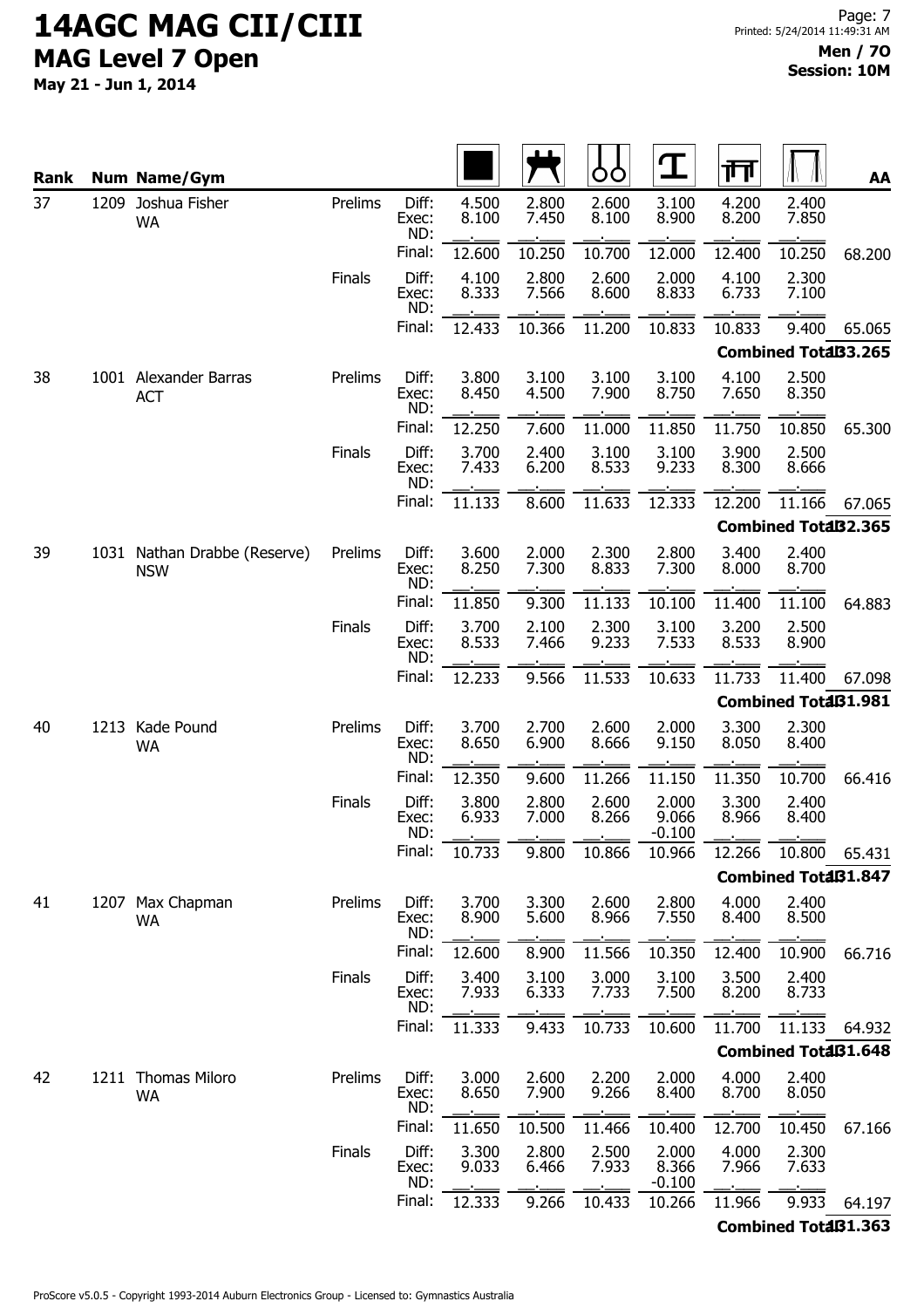# 14AGC MAG CII/CIII

## MAG Level 7 Open

**May 21 - Jun 1, 2014**

**Men / 7O**
**Session: 10M**

| Rank | Num | Name/Gym | | | Floor | Pommel Horse | Rings | Vault | Parallel Bars | High Bar | AA |
|---|---|---|---|---|---|---|---|---|---|---|---|
| 37 | 1209 | Joshua Fisher WA | Prelims | Diff: | 4.500 | 2.800 | 2.600 | 3.100 | 4.200 | 2.400 | |
| | | | | Exec: | 8.100 | 7.450 | 8.100 | 8.900 | 8.200 | 7.850 | |
| | | | | ND: | | | | | | | |
| | | | | Final: | 12.600 | 10.250 | 10.700 | 12.000 | 12.400 | 10.250 | 68.200 |
| | | | Finals | Diff: | 4.100 | 2.800 | 2.600 | 2.000 | 4.100 | 2.300 | |
| | | | | Exec: | 8.333 | 7.566 | 8.600 | 8.833 | 6.733 | 7.100 | |
| | | | | ND: | | | | | | | |
| | | | | Final: | 12.433 | 10.366 | 11.200 | 10.833 | 10.833 | 9.400 | 65.065 |
| | | | | | | | | | | Combined Total | 133.265 |
| 38 | 1001 | Alexander Barras ACT | Prelims | Diff: | 3.800 | 3.100 | 3.100 | 3.100 | 4.100 | 2.500 | |
| | | | | Exec: | 8.450 | 4.500 | 7.900 | 8.750 | 7.650 | 8.350 | |
| | | | | ND: | | | | | | | |
| | | | | Final: | 12.250 | 7.600 | 11.000 | 11.850 | 11.750 | 10.850 | 65.300 |
| | | | Finals | Diff: | 3.700 | 2.400 | 3.100 | 3.100 | 3.900 | 2.500 | |
| | | | | Exec: | 7.433 | 6.200 | 8.533 | 9.233 | 8.300 | 8.666 | |
| | | | | ND: | | | | | | | |
| | | | | Final: | 11.133 | 8.600 | 11.633 | 12.333 | 12.200 | 11.166 | 67.065 |
| | | | | | | | | | | Combined Total | 132.365 |
| 39 | 1031 | Nathan Drabbe (Reserve) NSW | Prelims | Diff: | 3.600 | 2.000 | 2.300 | 2.800 | 3.400 | 2.400 | |
| | | | | Exec: | 8.250 | 7.300 | 8.833 | 7.300 | 8.000 | 8.700 | |
| | | | | ND: | | | | | | | |
| | | | | Final: | 11.850 | 9.300 | 11.133 | 10.100 | 11.400 | 11.100 | 64.883 |
| | | | Finals | Diff: | 3.700 | 2.100 | 2.300 | 3.100 | 3.200 | 2.500 | |
| | | | | Exec: | 8.533 | 7.466 | 9.233 | 7.533 | 8.533 | 8.900 | |
| | | | | ND: | | | | | | | |
| | | | | Final: | 12.233 | 9.566 | 11.533 | 10.633 | 11.733 | 11.400 | 67.098 |
| | | | | | | | | | | Combined Total | 131.981 |
| 40 | 1213 | Kade Pound WA | Prelims | Diff: | 3.700 | 2.700 | 2.600 | 2.000 | 3.300 | 2.300 | |
| | | | | Exec: | 8.650 | 6.900 | 8.666 | 9.150 | 8.050 | 8.400 | |
| | | | | ND: | | | | | | | |
| | | | | Final: | 12.350 | 9.600 | 11.266 | 11.150 | 11.350 | 10.700 | 66.416 |
| | | | Finals | Diff: | 3.800 | 2.800 | 2.600 | 2.000 | 3.300 | 2.400 | |
| | | | | Exec: | 6.933 | 7.000 | 8.266 | 9.066 | 8.966 | 8.400 | |
| | | | | ND: | | | | -0.100 | | | |
| | | | | Final: | 10.733 | 9.800 | 10.866 | 10.966 | 12.266 | 10.800 | 65.431 |
| | | | | | | | | | | Combined Total | 131.847 |
| 41 | 1207 | Max Chapman WA | Prelims | Diff: | 3.700 | 3.300 | 2.600 | 2.800 | 4.000 | 2.400 | |
| | | | | Exec: | 8.900 | 5.600 | 8.966 | 7.550 | 8.400 | 8.500 | |
| | | | | ND: | | | | | | | |
| | | | | Final: | 12.600 | 8.900 | 11.566 | 10.350 | 12.400 | 10.900 | 66.716 |
| | | | Finals | Diff: | 3.400 | 3.100 | 3.000 | 3.100 | 3.500 | 2.400 | |
| | | | | Exec: | 7.933 | 6.333 | 7.733 | 7.500 | 8.200 | 8.733 | |
| | | | | ND: | | | | | | | |
| | | | | Final: | 11.333 | 9.433 | 10.733 | 10.600 | 11.700 | 11.133 | 64.932 |
| | | | | | | | | | | Combined Total | 131.648 |
| 42 | 1211 | Thomas Miloro WA | Prelims | Diff: | 3.000 | 2.600 | 2.200 | 2.000 | 4.000 | 2.400 | |
| | | | | Exec: | 8.650 | 7.900 | 9.266 | 8.400 | 8.700 | 8.050 | |
| | | | | ND: | | | | | | | |
| | | | | Final: | 11.650 | 10.500 | 11.466 | 10.400 | 12.700 | 10.450 | 67.166 |
| | | | Finals | Diff: | 3.300 | 2.800 | 2.500 | 2.000 | 4.000 | 2.300 | |
| | | | | Exec: | 9.033 | 6.466 | 7.933 | 8.366 | 7.966 | 7.633 | |
| | | | | ND: | | | | -0.100 | | | |
| | | | | Final: | 12.333 | 9.266 | 10.433 | 10.266 | 11.966 | 9.933 | 64.197 |
| | | | | | | | | | | Combined Total | 131.363 |

ProScore v5.0.5 - Copyright 1993-2014 Auburn Electronics Group - Licensed to: Gymnastics Australia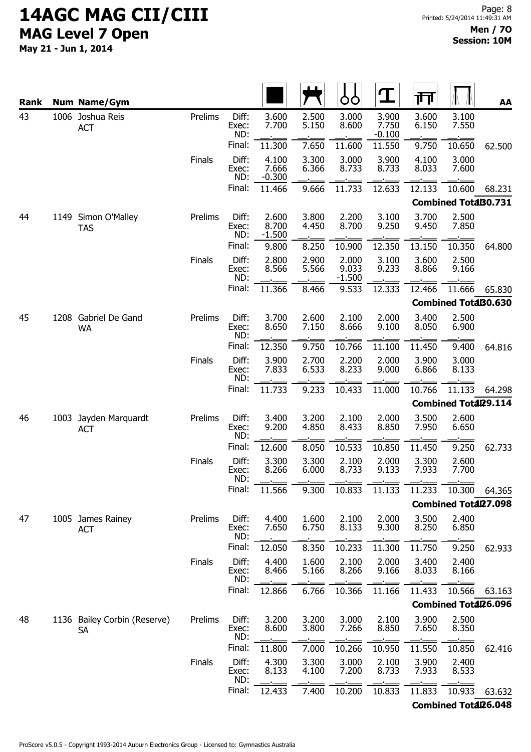# 14AGC MAG CII/CIII

## MAG Level 7 Open

**May 21 - Jun 1, 2014**

**Men / 7O**
**Session: 10M**

| Rank | Num | Name/Gym | | | Floor | Pommel Horse | Rings | Vault | Parallel Bars | High Bar | AA |
|---|---|---|---|---|---|---|---|---|---|---|---|
| 43 | 1006 | Joshua Reis ACT | Prelims | Diff: | 3.600 | 2.500 | 3.000 | 3.900 | 3.600 | 3.100 | |
| | | | | Exec: | 7.700 | 5.150 | 8.600 | 7.750 | 6.150 | 7.550 | |
| | | | | ND: | | | | -0.100 | | | |
| | | | | Final: | 11.300 | 7.650 | 11.600 | 11.550 | 9.750 | 10.650 | 62.500 |
| | | | Finals | Diff: | 4.100 | 3.300 | 3.000 | 3.900 | 4.100 | 3.000 | |
| | | | | Exec: | 7.666 | 6.366 | 8.733 | 8.733 | 8.033 | 7.600 | |
| | | | | ND: | -0.300 | | | | | | |
| | | | | Final: | 11.466 | 9.666 | 11.733 | 12.633 | 12.133 | 10.600 | 68.231 |
| | | | | | | | | | | Combined Total | 130.731 |
| 44 | 1149 | Simon O'Malley TAS | Prelims | Diff: | 2.600 | 3.800 | 2.200 | 3.100 | 3.700 | 2.500 | |
| | | | | Exec: | 8.700 | 4.450 | 8.700 | 9.250 | 9.450 | 7.850 | |
| | | | | ND: | -1.500 | | | | | | |
| | | | | Final: | 9.800 | 8.250 | 10.900 | 12.350 | 13.150 | 10.350 | 64.800 |
| | | | Finals | Diff: | 2.800 | 2.900 | 2.000 | 3.100 | 3.600 | 2.500 | |
| | | | | Exec: | 8.566 | 5.566 | 9.033 | 9.233 | 8.866 | 9.166 | |
| | | | | ND: | | | -1.500 | | | | |
| | | | | Final: | 11.366 | 8.466 | 9.533 | 12.333 | 12.466 | 11.666 | 65.830 |
| | | | | | | | | | | Combined Total | 130.630 |
| 45 | 1208 | Gabriel De Gand WA | Prelims | Diff: | 3.700 | 2.600 | 2.100 | 2.000 | 3.400 | 2.500 | |
| | | | | Exec: | 8.650 | 7.150 | 8.666 | 9.100 | 8.050 | 6.900 | |
| | | | | ND: | | | | | | | |
| | | | | Final: | 12.350 | 9.750 | 10.766 | 11.100 | 11.450 | 9.400 | 64.816 |
| | | | Finals | Diff: | 3.900 | 2.700 | 2.200 | 2.000 | 3.900 | 3.000 | |
| | | | | Exec: | 7.833 | 6.533 | 8.233 | 9.000 | 6.866 | 8.133 | |
| | | | | ND: | | | | | | | |
| | | | | Final: | 11.733 | 9.233 | 10.433 | 11.000 | 10.766 | 11.133 | 64.298 |
| | | | | | | | | | | Combined Total | 129.114 |
| 46 | 1003 | Jayden Marquardt ACT | Prelims | Diff: | 3.400 | 3.200 | 2.100 | 2.000 | 3.500 | 2.600 | |
| | | | | Exec: | 9.200 | 4.850 | 8.433 | 8.850 | 7.950 | 6.650 | |
| | | | | ND: | | | | | | | |
| | | | | Final: | 12.600 | 8.050 | 10.533 | 10.850 | 11.450 | 9.250 | 62.733 |
| | | | Finals | Diff: | 3.300 | 3.300 | 2.100 | 2.000 | 3.300 | 2.600 | |
| | | | | Exec: | 8.266 | 6.000 | 8.733 | 9.133 | 7.933 | 7.700 | |
| | | | | ND: | | | | | | | |
| | | | | Final: | 11.566 | 9.300 | 10.833 | 11.133 | 11.233 | 10.300 | 64.365 |
| | | | | | | | | | | Combined Total | 127.098 |
| 47 | 1005 | James Rainey ACT | Prelims | Diff: | 4.400 | 1.600 | 2.100 | 2.000 | 3.500 | 2.400 | |
| | | | | Exec: | 7.650 | 6.750 | 8.133 | 9.300 | 8.250 | 6.850 | |
| | | | | ND: | | | | | | | |
| | | | | Final: | 12.050 | 8.350 | 10.233 | 11.300 | 11.750 | 9.250 | 62.933 |
| | | | Finals | Diff: | 4.400 | 1.600 | 2.100 | 2.000 | 3.400 | 2.400 | |
| | | | | Exec: | 8.466 | 5.166 | 8.266 | 9.166 | 8.033 | 8.166 | |
| | | | | ND: | | | | | | | |
| | | | | Final: | 12.866 | 6.766 | 10.366 | 11.166 | 11.433 | 10.566 | 63.163 |
| | | | | | | | | | | Combined Total | 126.096 |
| 48 | 1136 | Bailey Corbin (Reserve) SA | Prelims | Diff: | 3.200 | 3.200 | 3.000 | 2.100 | 3.900 | 2.500 | |
| | | | | Exec: | 8.600 | 3.800 | 7.266 | 8.850 | 7.650 | 8.350 | |
| | | | | ND: | | | | | | | |
| | | | | Final: | 11.800 | 7.000 | 10.266 | 10.950 | 11.550 | 10.850 | 62.416 |
| | | | Finals | Diff: | 4.300 | 3.300 | 3.000 | 2.100 | 3.900 | 2.400 | |
| | | | | Exec: | 8.133 | 4.100 | 7.200 | 8.733 | 7.933 | 8.533 | |
| | | | | ND: | | | | | | | |
| | | | | Final: | 12.433 | 7.400 | 10.200 | 10.833 | 11.833 | 10.933 | 63.632 |
| | | | | | | | | | | Combined Total | 126.048 |

ProScore v5.0.5 - Copyright 1993-2014 Auburn Electronics Group - Licensed to: Gymnastics Australia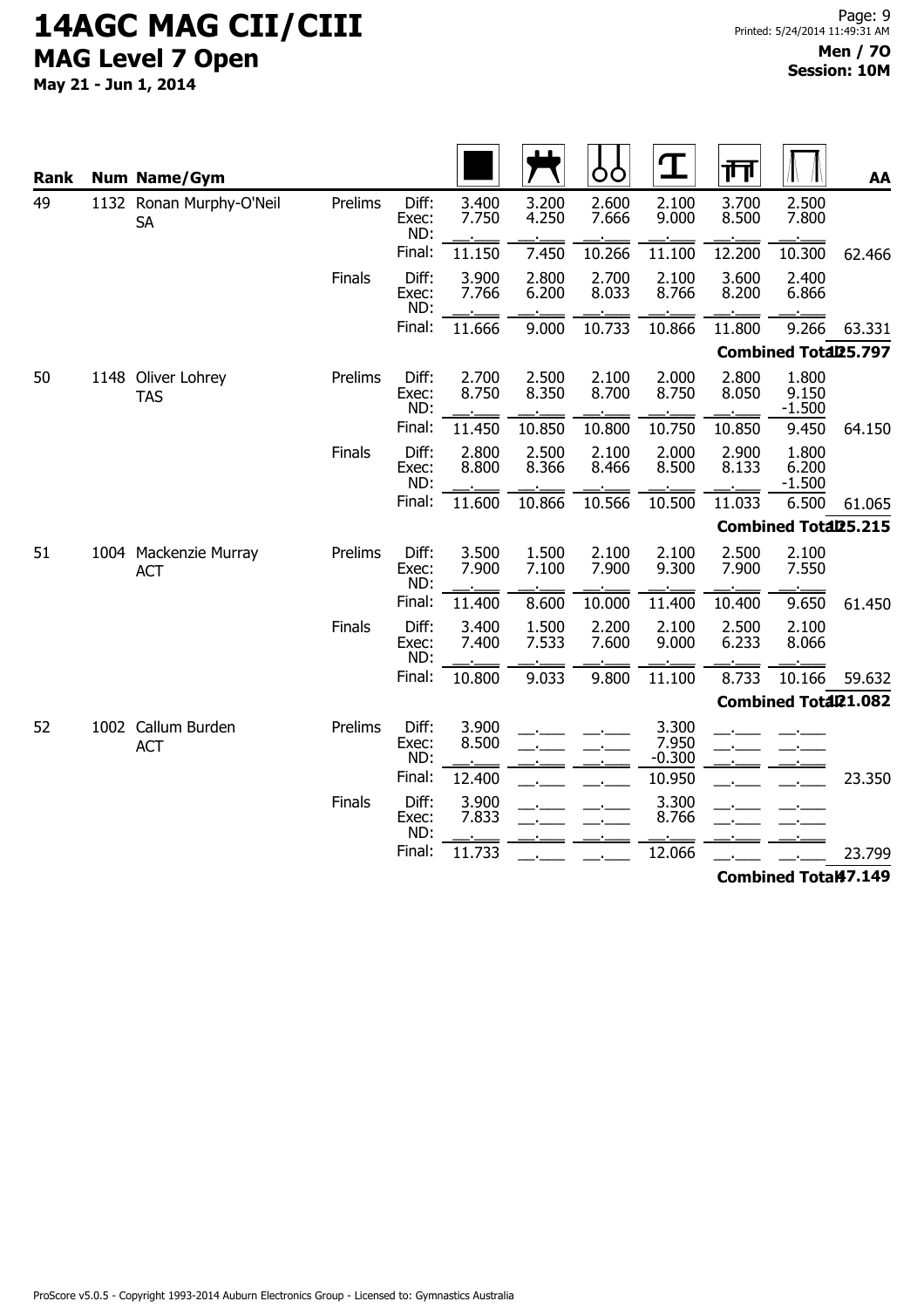# 14AGC MAG CII/CIII

## MAG Level 7 Open

**May 21 - Jun 1, 2014**

**Men / 7O**
**Session: 10M**

| Rank | Num | Name/Gym | | | Floor | Pommel Horse | Rings | Vault | Parallel Bars | High Bar | AA |
|---|---|---|---|---|---|---|---|---|---|---|---|
| 49 | 1132 | Ronan Murphy-O'Neil SA | Prelims | Diff: | 3.400 | 3.200 | 2.600 | 2.100 | 3.700 | 2.500 | |
| | | | | Exec: | 7.750 | 4.250 | 7.666 | 9.000 | 8.500 | 7.800 | |
| | | | | ND: | | | | | | | |
| | | | | Final: | 11.150 | 7.450 | 10.266 | 11.100 | 12.200 | 10.300 | 62.466 |
| | | | Finals | Diff: | 3.900 | 2.800 | 2.700 | 2.100 | 3.600 | 2.400 | |
| | | | | Exec: | 7.766 | 6.200 | 8.033 | 8.766 | 8.200 | 6.866 | |
| | | | | ND: | | | | | | | |
| | | | | Final: | 11.666 | 9.000 | 10.733 | 10.866 | 11.800 | 9.266 | 63.331 |
| | | | | | | | | | | Combined Total: | 125.797 |
| 50 | 1148 | Oliver Lohrey TAS | Prelims | Diff: | 2.700 | 2.500 | 2.100 | 2.000 | 2.800 | 1.800 | |
| | | | | Exec: | 8.750 | 8.350 | 8.700 | 8.750 | 8.050 | 9.150 | |
| | | | | ND: | | | | | | -1.500 | |
| | | | | Final: | 11.450 | 10.850 | 10.800 | 10.750 | 10.850 | 9.450 | 64.150 |
| | | | Finals | Diff: | 2.800 | 2.500 | 2.100 | 2.000 | 2.900 | 1.800 | |
| | | | | Exec: | 8.800 | 8.366 | 8.466 | 8.500 | 8.133 | 6.200 | |
| | | | | ND: | | | | | | -1.500 | |
| | | | | Final: | 11.600 | 10.866 | 10.566 | 10.500 | 11.033 | 6.500 | 61.065 |
| | | | | | | | | | | Combined Total: | 125.215 |
| 51 | 1004 | Mackenzie Murray ACT | Prelims | Diff: | 3.500 | 1.500 | 2.100 | 2.100 | 2.500 | 2.100 | |
| | | | | Exec: | 7.900 | 7.100 | 7.900 | 9.300 | 7.900 | 7.550 | |
| | | | | ND: | | | | | | | |
| | | | | Final: | 11.400 | 8.600 | 10.000 | 11.400 | 10.400 | 9.650 | 61.450 |
| | | | Finals | Diff: | 3.400 | 1.500 | 2.200 | 2.100 | 2.500 | 2.100 | |
| | | | | Exec: | 7.400 | 7.533 | 7.600 | 9.000 | 6.233 | 8.066 | |
| | | | | ND: | | | | | | | |
| | | | | Final: | 10.800 | 9.033 | 9.800 | 11.100 | 8.733 | 10.166 | 59.632 |
| | | | | | | | | | | Combined Total: | 121.082 |
| 52 | 1002 | Callum Burden ACT | Prelims | Diff: | 3.900 | | | 3.300 | | | |
| | | | | Exec: | 8.500 | | | 7.950 | | | |
| | | | | ND: | | | | -0.300 | | | |
| | | | | Final: | 12.400 | | | 10.950 | | | 23.350 |
| | | | Finals | Diff: | 3.900 | | | 3.300 | | | |
| | | | | Exec: | 7.833 | | | 8.766 | | | |
| | | | | ND: | | | | | | | |
| | | | | Final: | 11.733 | | | 12.066 | | | 23.799 |
| | | | | | | | | | | Combined Total: | 47.149 |

ProScore v5.0.5 - Copyright 1993-2014 Auburn Electronics Group - Licensed to: Gymnastics Australia